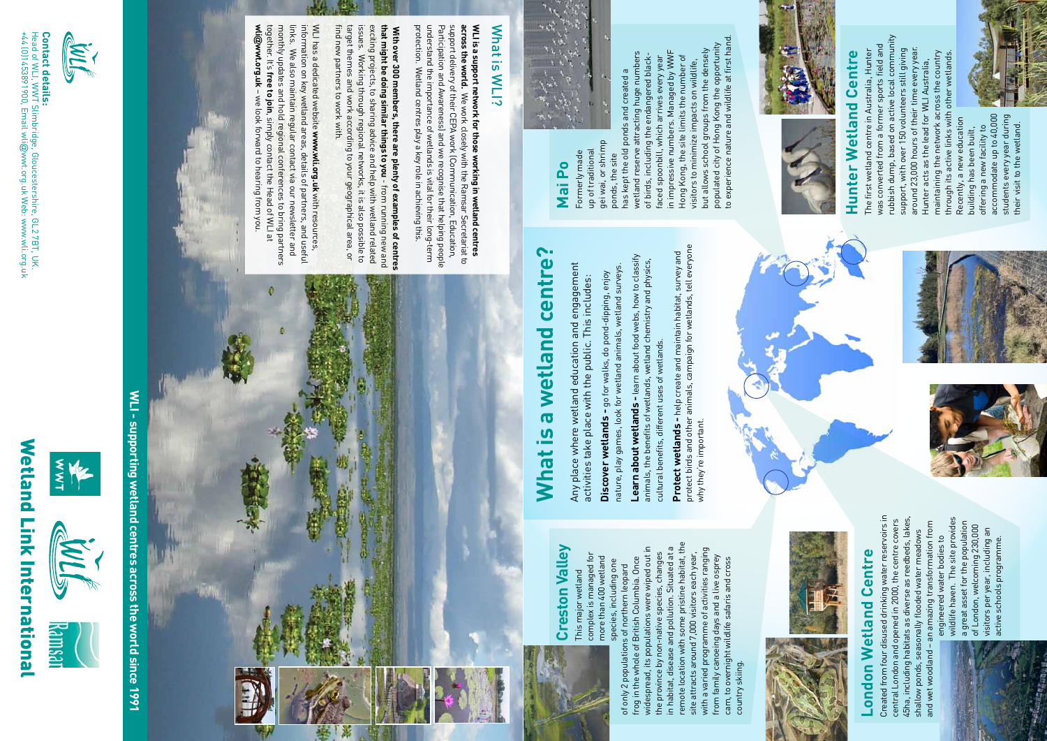# Wetland Link International

## WLI - supporting wetland centres across the world since 1991

## What is WLI?

**WLI is a support network for those working in wetland centres across the world.** We work closely with the Ramsar Secretariat to support delivery of their CEPA work (Communication, Education, Participation and Awareness) and we recognise that helping people understand the importance of wetlands is vital for their long-term protection. Wetland centres play a key role in achieving this.

**With over 300 members, there are plenty of examples of centres that might be doing similar things to you** - from running new and exciting projects, to sharing advice and help with wetland related issues. Working through regional networks, it is also possible to target themes and work according to your geographical area, or find new partners to work with.

WLI has a dedicated website **www.wli.org.uk** with resources, information on key wetland areas, details of partners, and useful links. We also maintain regular contact via our newsletter and monthly updates and hold regional conferences to bring partners together. It's **free to join**, simply contact the Head of WLI at **wli@wwt.org.uk** – we look forward to hearing from you.

**Contact details:**
Head of WLI, WWT Slimbridge, Gloucestershire, GL2 7BT, UK.
+44 (0)1453891900, Email wli@wwt.org.uk Web: www.wli.org.uk

## What is a wetland centre?

Any place where wetland education and engagement activities take place with the public. This includes:

**Discover wetlands -** go for walks, do pond-dipping, enjoy nature, play games, look for wetland animals, wetland surveys.

**Learn about wetlands -** learn about food webs, how to classify animals, the benefits of wetlands, wetland chemistry and physics, cultural benefits, different uses of wetlands.

**Protect wetlands -** help create and maintain habitat, survey and protect birds and other animals, campaign for wetlands, tell everyone why they're important.

## Mai Po

Formerly made up of traditional gei wai, or shrimp ponds, the site has kept the old ponds and created a wetland reserve attracting huge numbers of birds, including the endangered black-faced spoonbill, which arrives every year in impressive numbers. Managed by WWF Hong Kong, the site limits the number of visitors to minimize impacts on wildlife, but allows school groups from the densely populated city of Hong Kong the opportunity to experience nature and wildlife at first hand.

## Hunter Wetland Centre

The first wetland centre in Australia, Hunter was converted from a former sports field and rubbish dump, based on active local community support, with over 150 volunteers still giving around 23,000 hours of their time every year. Hunter acts as the lead for WLI Australia, maintaining the network across the country through its active links with other wetlands. Recently, a new education building has been built, offering a new facility to accommodate up to 40,000 students every year during their visit to the wetland.

## Creston Valley

This major wetland complex is managed for more than 400 wetland species, including one of only 2 populations of northern leopard frog in the whole of British Columbia. Once widespread, its populations were wiped out in the province by non-native species, changes in habitat, disease and pollution. Situated at a remote location with some pristine habitat, the site attracts around 7,000 visitors each year, with a varied programme of activities ranging from family canoeing days and a live osprey cam, to overnight wildlife safaris and cross country skiing.

## London Wetland Centre

Created from four disused drinking water reservoirs in central London and opened in 2000, the centre covers 45ha, including habitats as diverse as reedbeds, lakes, shallow ponds, seasonally flooded water meadows and wet woodland – an amazing transformation from engineered water bodies to wildlife haven. The site provides a great asset for the population of London, welcoming 230,000 visitors per year, including an active schools programme.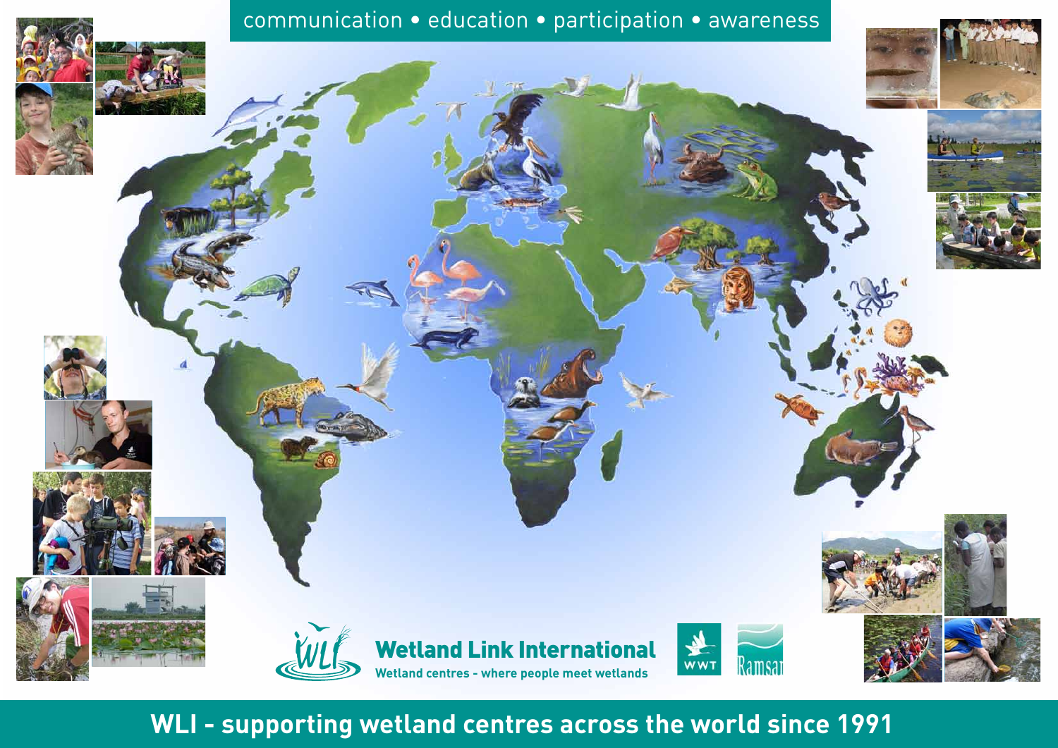communication • education • participation • awareness

**Wetland Link International**

Wetland centres - where people meet wetlands

WWT

Ramsar

**WLI - supporting wetland centres across the world since 1991**